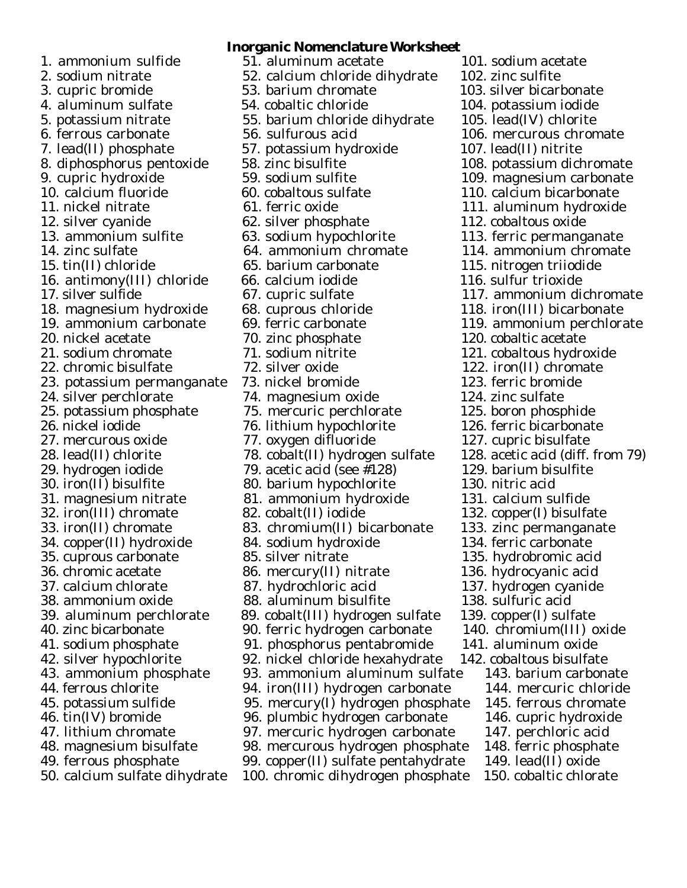# Inorganic Nomenclature Worksheet

1. ammonium sulfide
2. sodium nitrate
3. cupric bromide
4. aluminum sulfate
5. potassium nitrate
6. ferrous carbonate
7. lead(II) phosphate
8. diphosphorus pentoxide
9. cupric hydroxide
10. calcium fluoride
11. nickel nitrate
12. silver cyanide
13. ammonium sulfite
14. zinc sulfate
15. tin(II) chloride
16. antimony(III) chloride
17. silver sulfide
18. magnesium hydroxide
19. ammonium carbonate
20. nickel acetate
21. sodium chromate
22. chromic bisulfate
23. potassium permanganate
24. silver perchlorate
25. potassium phosphate
26. nickel iodide
27. mercurous oxide
28. lead(II) chlorite
29. hydrogen iodide
30. iron(II) bisulfite
31. magnesium nitrate
32. iron(III) chromate
33. iron(II) chromate
34. copper(II) hydroxide
35. cuprous carbonate
36. chromic acetate
37. calcium chlorate
38. ammonium oxide
39. aluminum perchlorate
40. zinc bicarbonate
41. sodium phosphate
42. silver hypochlorite
43. ammonium phosphate
44. ferrous chlorite
45. potassium sulfide
46. tin(IV) bromide
47. lithium chromate
48. magnesium bisulfate
49. ferrous phosphate
50. calcium sulfate dihydrate
51. aluminum acetate
52. calcium chloride dihydrate
53. barium chromate
54. cobaltic chloride
55. barium chloride dihydrate
56. sulfurous acid
57. potassium hydroxide
58. zinc bisulfite
59. sodium sulfite
60. cobaltous sulfate
61. ferric oxide
62. silver phosphate
63. sodium hypochlorite
64. ammonium chromate
65. barium carbonate
66. calcium iodide
67. cupric sulfate
68. cuprous chloride
69. ferric carbonate
70. zinc phosphate
71. sodium nitrite
72. silver oxide
73. nickel bromide
74. magnesium oxide
75. mercuric perchlorate
76. lithium hypochlorite
77. oxygen difluoride
78. cobalt(II) hydrogen sulfate
79. acetic acid (see #128)
80. barium hypochlorite
81. ammonium hydroxide
82. cobalt(II) iodide
83. chromium(II) bicarbonate
84. sodium hydroxide
85. silver nitrate
86. mercury(II) nitrate
87. hydrochloric acid
88. aluminum bisulfite
89. cobalt(III) hydrogen sulfate
90. ferric hydrogen carbonate
91. phosphorus pentabromide
92. nickel chloride hexahydrate
93. ammonium aluminum sulfate
94. iron(III) hydrogen carbonate
95. mercury(I) hydrogen phosphate
96. plumbic hydrogen carbonate
97. mercuric hydrogen carbonate
98. mercurous hydrogen phosphate
99. copper(II) sulfate pentahydrate
100. chromic dihydrogen phosphate
101. sodium acetate
102. zinc sulfite
103. silver bicarbonate
104. potassium iodide
105. lead(IV) chlorite
106. mercurous chromate
107. lead(II) nitrite
108. potassium dichromate
109. magnesium carbonate
110. calcium bicarbonate
111. aluminum hydroxide
112. cobaltous oxide
113. ferric permanganate
114. ammonium chromate
115. nitrogen triiodide
116. sulfur trioxide
117. ammonium dichromate
118. iron(III) bicarbonate
119. ammonium perchlorate
120. cobaltic acetate
121. cobaltous hydroxide
122. iron(II) chromate
123. ferric bromide
124. zinc sulfate
125. boron phosphide
126. ferric bicarbonate
127. cupric bisulfate
128. acetic acid (diff. from 79)
129. barium bisulfite
130. nitric acid
131. calcium sulfide
132. copper(I) bisulfate
133. zinc permanganate
134. ferric carbonate
135. hydrobromic acid
136. hydrocyanic acid
137. hydrogen cyanide
138. sulfuric acid
139. copper(I) sulfate
140. chromium(III) oxide
141. aluminum oxide
142. cobaltous bisulfate
143. barium carbonate
144. mercuric chloride
145. ferrous chromate
146. cupric hydroxide
147. perchloric acid
148. ferric phosphate
149. lead(II) oxide
150. cobaltic chlorate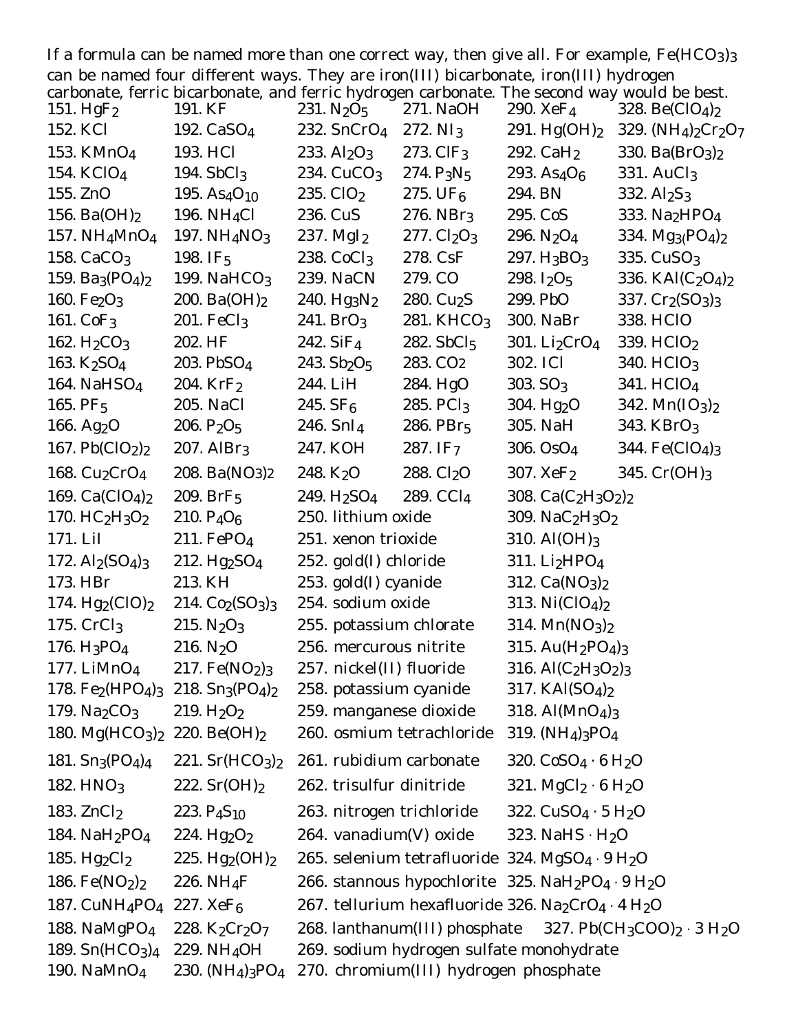If a formula can be named more than one correct way, then give all. For example, $Fe(HCO_3)_3$ can be named four different ways. They are iron(III) bicarbonate, iron(III) hydrogen carbonate, ferric bicarbonate, and ferric hydrogen carbonate. The second way would be best.

151. $HgF_2$
152. $KCl$
153. $KMnO_4$
154. $KClO_4$
155. $ZnO$
156. $Ba(OH)_2$
157. $NH_4MnO_4$
158. $CaCO_3$
159. $Ba_3(PO_4)_2$
160. $Fe_2O_3$
161. $CoF_3$
162. $H_2CO_3$
163. $K_2SO_4$
164. $NaHSO_4$
165. $PF_5$
166. $Ag_2O$
167. $Pb(ClO_2)_2$
168. $Cu_2CrO_4$
169. $Ca(ClO_4)_2$
170. $HC_2H_3O_2$
171. $LiI$
172. $Al_2(SO_4)_3$
173. $HBr$
174. $Hg_2(ClO)_2$
175. $CrCl_3$
176. $H_3PO_4$
177. $LiMnO_4$
178. $Fe_2(HPO_4)_3$
179. $Na_2CO_3$
180. $Mg(HCO_3)_2$
181. $Sn_3(PO_4)_4$
182. $HNO_3$
183. $ZnCl_2$
184. $NaH_2PO_4$
185. $Hg_2Cl_2$
186. $Fe(NO_2)_2$
187. $CuNH_4PO_4$
188. $NaMgPO_4$
189. $Sn(HCO_3)_4$
190. $NaMnO_4$
191. $KF$
192. $CaSO_4$
193. $HCl$
194. $SbCl_3$
195. $As_4O_{10}$
196. $NH_4Cl$
197. $NH_4NO_3$
198. $IF_5$
199. $NaHCO_3$
200. $Ba(OH)_2$
201. $FeCl_3$
202. $HF$
203. $PbSO_4$
204. $KrF_2$
205. $NaCl$
206. $P_2O_5$
207. $AlBr_3$
208. $Ba(NO_3)_2$
209. $BrF_5$
210. $P_4O_6$
211. $FePO_4$
212. $Hg_2SO_4$
213. $KH$
214. $Co_2(SO_3)_3$
215. $N_2O_3$
216. $N_2O$
217. $Fe(NO_2)_3$
218. $Sn_3(PO_4)_2$
219. $H_2O_2$
220. $Be(OH)_2$
221. $Sr(HCO_3)_2$
222. $Sr(OH)_2$
223. $P_4S_{10}$
224. $Hg_2O_2$
225. $Hg_2(OH)_2$
226. $NH_4F$
227. $XeF_6$
228. $K_2Cr_2O_7$
229. $NH_4OH$
230. $(NH_4)_3PO_4$
231. $N_2O_5$
232. $SnCrO_4$
233. $Al_2O_3$
234. $CuCO_3$
235. $ClO_2$
236. $CuS$
237. $MgI_2$
238. $CoCl_3$
239. $NaCN$
240. $Hg_3N_2$
241. $BrO_3$
242. $SiF_4$
243. $Sb_2O_5$
244. $LiH$
245. $SF_6$
246. $SnI_4$
247. $KOH$
248. $K_2O$
249. $H_2SO_4$
250. lithium oxide
251. xenon trioxide
252. gold(I) chloride
253. gold(I) cyanide
254. sodium oxide
255. potassium chlorate
256. mercurous nitrite
257. nickel(II) fluoride
258. potassium cyanide
259. manganese dioxide
260. osmium tetrachloride
261. rubidium carbonate
262. trisulfur dinitride
263. nitrogen trichloride
264. vanadium(V) oxide
265. selenium tetrafluoride
266. stannous hypochlorite
267. tellurium hexafluoride
268. lanthanum(III) phosphate
269. sodium hydrogen sulfate monohydrate
270. chromium(III) hydrogen phosphate
271. $NaOH$
272. $NI_3$
273. $ClF_3$
274. $P_3N_5$
275. $UF_6$
276. $NBr_3$
277. $Cl_2O_3$
278. $CsF$
279. $CO$
280. $Cu_2S$
281. $KHCO_3$
282. $SbCl_5$
283. $CO_2$
284. $HgO$
285. $PCl_3$
286. $PBr_5$
287. $IF_7$
288. $Cl_2O$
289. $CCl_4$
290. $XeF_4$
291. $Hg(OH)_2$
292. $CaH_2$
293. $As_4O_6$
294. $BN$
295. $CoS$
296. $N_2O_4$
297. $H_3BO_3$
298. $I_2O_5$
299. $PbO$
300. $NaBr$
301. $Li_2CrO_4$
302. $ICl$
303. $SO_3$
304. $Hg_2O$
305. $NaH$
306. $OsO_4$
307. $XeF_2$
308. $Ca(C_2H_3O_2)_2$
309. $NaC_2H_3O_2$
310. $Al(OH)_3$
311. $Li_2HPO_4$
312. $Ca(NO_3)_2$
313. $Ni(ClO_4)_2$
314. $Mn(NO_3)_2$
315. $Au(H_2PO_4)_3$
316. $Al(C_2H_3O_2)_3$
317. $KAl(SO_4)_2$
318. $Al(MnO_4)_3$
319. $(NH_4)_3PO_4$
320. $CoSO_4 \cdot 6\,H_2O$
321. $MgCl_2 \cdot 6\,H_2O$
322. $CuSO_4 \cdot 5\,H_2O$
323. $NaHS \cdot H_2O$
324. $MgSO_4 \cdot 9\,H_2O$
325. $NaH_2PO_4 \cdot 9\,H_2O$
326. $Na_2CrO_4 \cdot 4\,H_2O$
327. $Pb(CH_3COO)_2 \cdot 3\,H_2O$
328. $Be(ClO_4)_2$
329. $(NH_4)_2Cr_2O_7$
330. $Ba(BrO_3)_2$
331. $AuCl_3$
332. $Al_2S_3$
333. $Na_2HPO_4$
334. $Mg_3(PO_4)_2$
335. $CuSO_3$
336. $KAl(C_2O_4)_2$
337. $Cr_2(SO_3)_3$
338. $HClO$
339. $HClO_2$
340. $HClO_3$
341. $HClO_4$
342. $Mn(IO_3)_2$
343. $KBrO_3$
344. $Fe(ClO_4)_3$
345. $Cr(OH)_3$